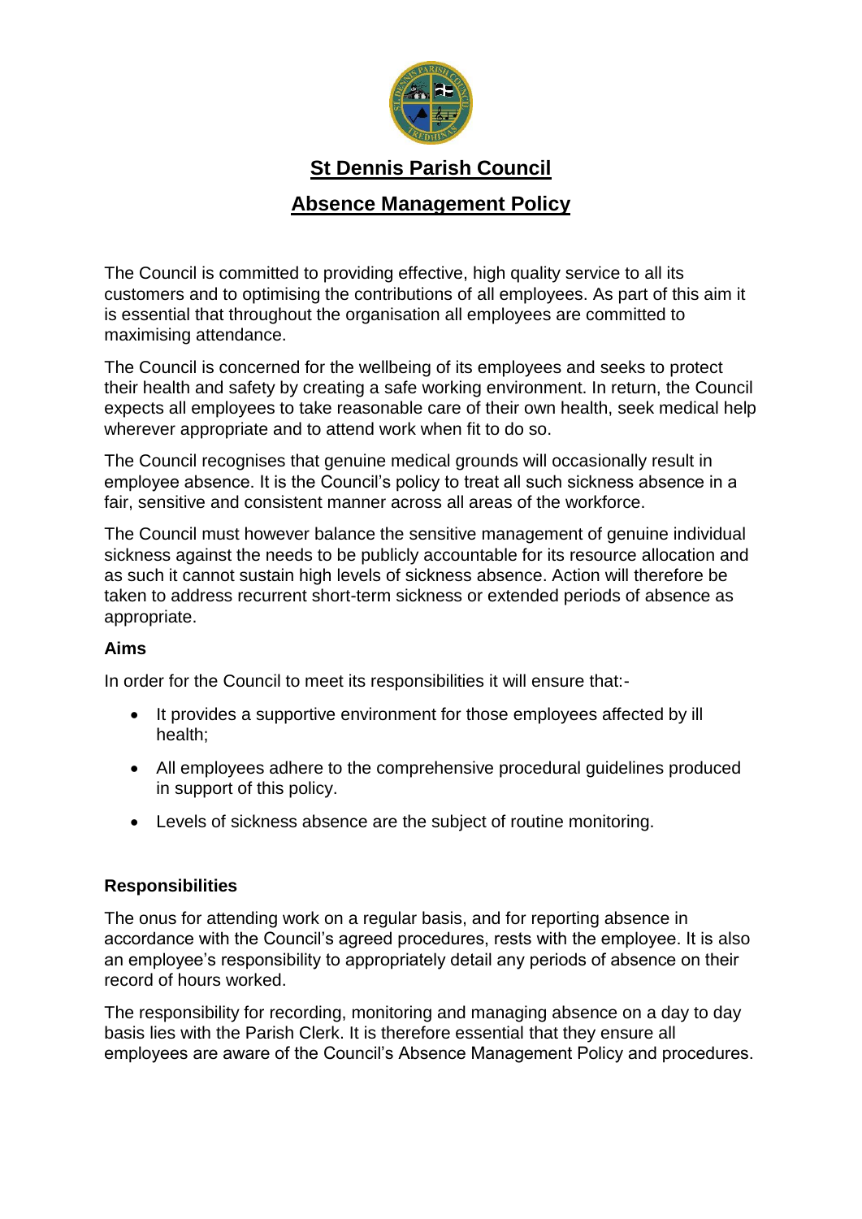# St Dennis Parish Council

## Absence Management Policy

The Council is committed to providing effective, high quality service to all its customers and to optimising the contributions of all employees. As part of this aim it is essential that throughout the organisation all employees are committed to maximising attendance.

The Council is concerned for the wellbeing of its employees and seeks to protect their health and safety by creating a safe working environment. In return, the Council expects all employees to take reasonable care of their own health, seek medical help wherever appropriate and to attend work when fit to do so.

The Council recognises that genuine medical grounds will occasionally result in employee absence. It is the Council's policy to treat all such sickness absence in a fair, sensitive and consistent manner across all areas of the workforce.

The Council must however balance the sensitive management of genuine individual sickness against the needs to be publicly accountable for its resource allocation and as such it cannot sustain high levels of sickness absence. Action will therefore be taken to address recurrent short-term sickness or extended periods of absence as appropriate.

### Aims

In order for the Council to meet its responsibilities it will ensure that:-

- It provides a supportive environment for those employees affected by ill health;
- All employees adhere to the comprehensive procedural guidelines produced in support of this policy.
- Levels of sickness absence are the subject of routine monitoring.

### Responsibilities

The onus for attending work on a regular basis, and for reporting absence in accordance with the Council's agreed procedures, rests with the employee. It is also an employee's responsibility to appropriately detail any periods of absence on their record of hours worked.

The responsibility for recording, monitoring and managing absence on a day to day basis lies with the Parish Clerk. It is therefore essential that they ensure all employees are aware of the Council's Absence Management Policy and procedures.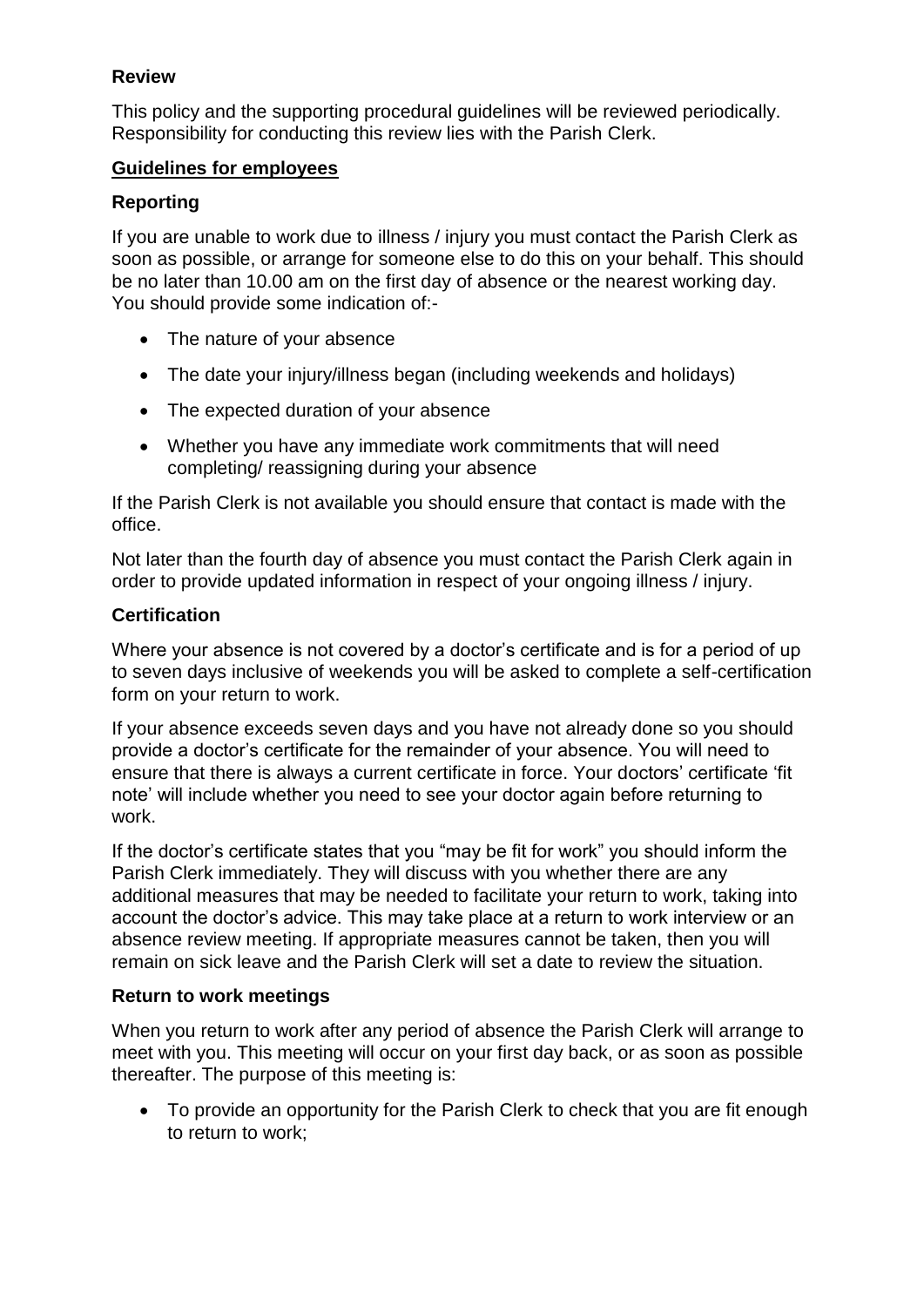### Review

This policy and the supporting procedural guidelines will be reviewed periodically. Responsibility for conducting this review lies with the Parish Clerk.

## Guidelines for employees

### Reporting

If you are unable to work due to illness / injury you must contact the Parish Clerk as soon as possible, or arrange for someone else to do this on your behalf. This should be no later than 10.00 am on the first day of absence or the nearest working day. You should provide some indication of:-

- The nature of your absence
- The date your injury/illness began (including weekends and holidays)
- The expected duration of your absence
- Whether you have any immediate work commitments that will need completing/ reassigning during your absence

If the Parish Clerk is not available you should ensure that contact is made with the office.

Not later than the fourth day of absence you must contact the Parish Clerk again in order to provide updated information in respect of your ongoing illness / injury.

### Certification

Where your absence is not covered by a doctor's certificate and is for a period of up to seven days inclusive of weekends you will be asked to complete a self-certification form on your return to work.

If your absence exceeds seven days and you have not already done so you should provide a doctor's certificate for the remainder of your absence. You will need to ensure that there is always a current certificate in force. Your doctors' certificate 'fit note' will include whether you need to see your doctor again before returning to work.

If the doctor's certificate states that you "may be fit for work" you should inform the Parish Clerk immediately. They will discuss with you whether there are any additional measures that may be needed to facilitate your return to work, taking into account the doctor's advice. This may take place at a return to work interview or an absence review meeting. If appropriate measures cannot be taken, then you will remain on sick leave and the Parish Clerk will set a date to review the situation.

### Return to work meetings

When you return to work after any period of absence the Parish Clerk will arrange to meet with you. This meeting will occur on your first day back, or as soon as possible thereafter. The purpose of this meeting is:

- To provide an opportunity for the Parish Clerk to check that you are fit enough to return to work;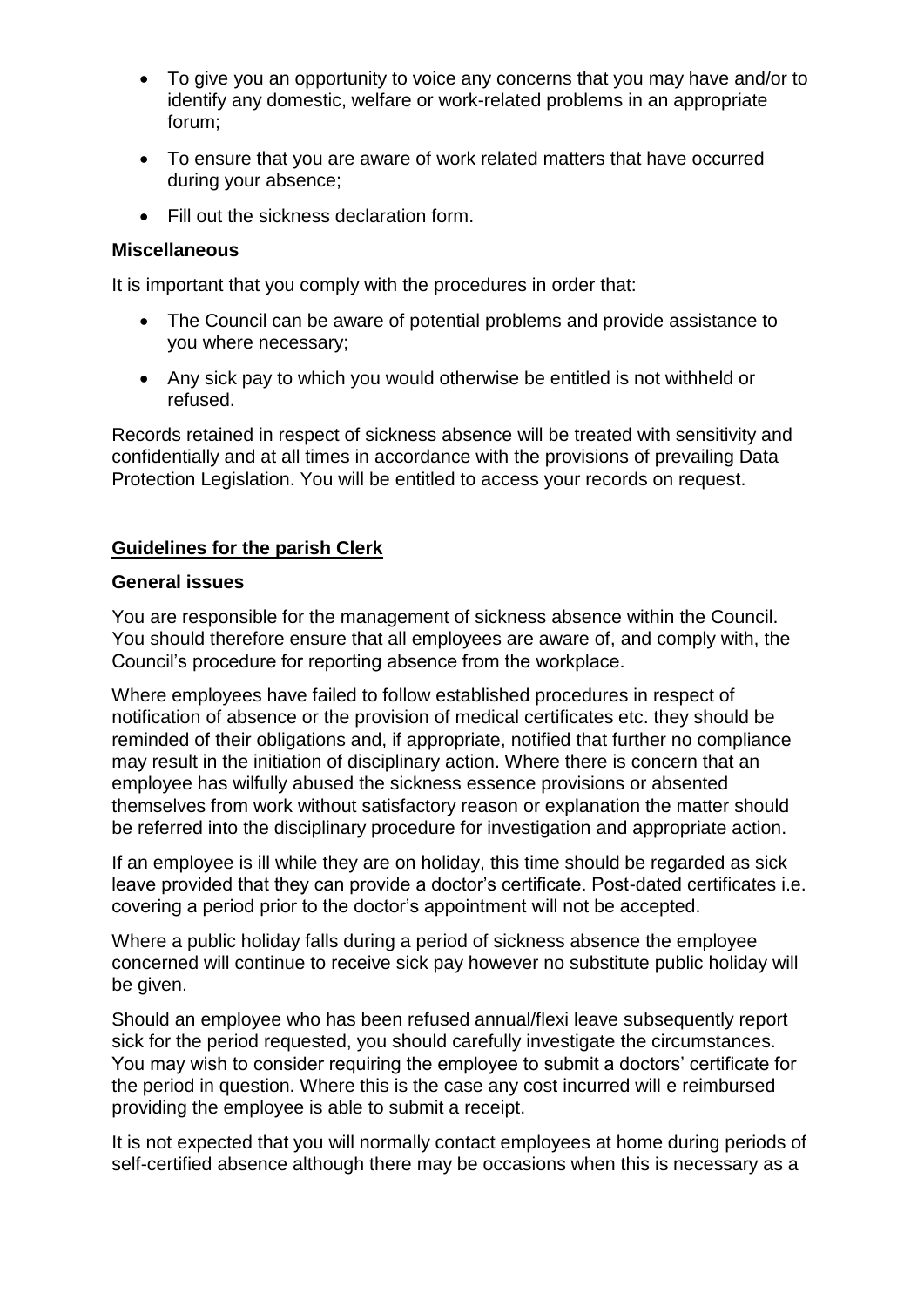- To give you an opportunity to voice any concerns that you may have and/or to identify any domestic, welfare or work-related problems in an appropriate forum;
- To ensure that you are aware of work related matters that have occurred during your absence;
- Fill out the sickness declaration form.

**Miscellaneous**

It is important that you comply with the procedures in order that:

- The Council can be aware of potential problems and provide assistance to you where necessary;
- Any sick pay to which you would otherwise be entitled is not withheld or refused.

Records retained in respect of sickness absence will be treated with sensitivity and confidentially and at all times in accordance with the provisions of prevailing Data Protection Legislation. You will be entitled to access your records on request.

## Guidelines for the parish Clerk

**General issues**

You are responsible for the management of sickness absence within the Council. You should therefore ensure that all employees are aware of, and comply with, the Council's procedure for reporting absence from the workplace.

Where employees have failed to follow established procedures in respect of notification of absence or the provision of medical certificates etc. they should be reminded of their obligations and, if appropriate, notified that further no compliance may result in the initiation of disciplinary action. Where there is concern that an employee has wilfully abused the sickness essence provisions or absented themselves from work without satisfactory reason or explanation the matter should be referred into the disciplinary procedure for investigation and appropriate action.

If an employee is ill while they are on holiday, this time should be regarded as sick leave provided that they can provide a doctor's certificate. Post-dated certificates i.e. covering a period prior to the doctor's appointment will not be accepted.

Where a public holiday falls during a period of sickness absence the employee concerned will continue to receive sick pay however no substitute public holiday will be given.

Should an employee who has been refused annual/flexi leave subsequently report sick for the period requested, you should carefully investigate the circumstances. You may wish to consider requiring the employee to submit a doctors' certificate for the period in question. Where this is the case any cost incurred will e reimbursed providing the employee is able to submit a receipt.

It is not expected that you will normally contact employees at home during periods of self-certified absence although there may be occasions when this is necessary as a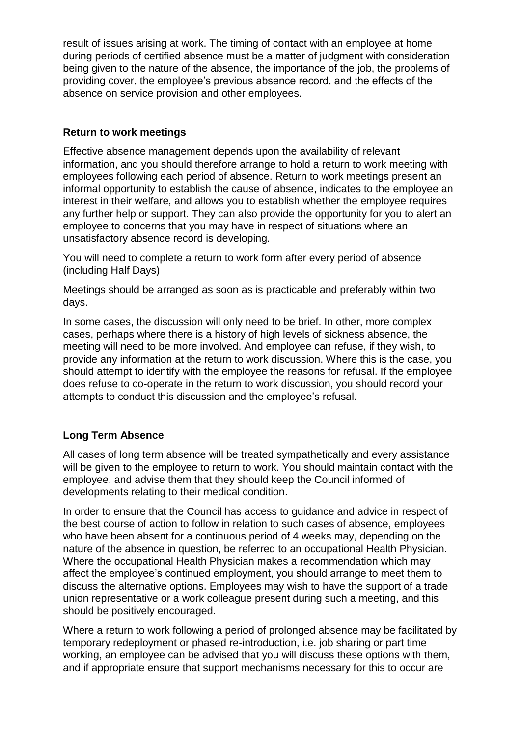result of issues arising at work. The timing of contact with an employee at home during periods of certified absence must be a matter of judgment with consideration being given to the nature of the absence, the importance of the job, the problems of providing cover, the employee's previous absence record, and the effects of the absence on service provision and other employees.

**Return to work meetings**

Effective absence management depends upon the availability of relevant information, and you should therefore arrange to hold a return to work meeting with employees following each period of absence. Return to work meetings present an informal opportunity to establish the cause of absence, indicates to the employee an interest in their welfare, and allows you to establish whether the employee requires any further help or support. They can also provide the opportunity for you to alert an employee to concerns that you may have in respect of situations where an unsatisfactory absence record is developing.

You will need to complete a return to work form after every period of absence (including Half Days)

Meetings should be arranged as soon as is practicable and preferably within two days.

In some cases, the discussion will only need to be brief. In other, more complex cases, perhaps where there is a history of high levels of sickness absence, the meeting will need to be more involved. And employee can refuse, if they wish, to provide any information at the return to work discussion. Where this is the case, you should attempt to identify with the employee the reasons for refusal. If the employee does refuse to co-operate in the return to work discussion, you should record your attempts to conduct this discussion and the employee's refusal.

**Long Term Absence**

All cases of long term absence will be treated sympathetically and every assistance will be given to the employee to return to work. You should maintain contact with the employee, and advise them that they should keep the Council informed of developments relating to their medical condition.

In order to ensure that the Council has access to guidance and advice in respect of the best course of action to follow in relation to such cases of absence, employees who have been absent for a continuous period of 4 weeks may, depending on the nature of the absence in question, be referred to an occupational Health Physician. Where the occupational Health Physician makes a recommendation which may affect the employee's continued employment, you should arrange to meet them to discuss the alternative options. Employees may wish to have the support of a trade union representative or a work colleague present during such a meeting, and this should be positively encouraged.

Where a return to work following a period of prolonged absence may be facilitated by temporary redeployment or phased re-introduction, i.e. job sharing or part time working, an employee can be advised that you will discuss these options with them, and if appropriate ensure that support mechanisms necessary for this to occur are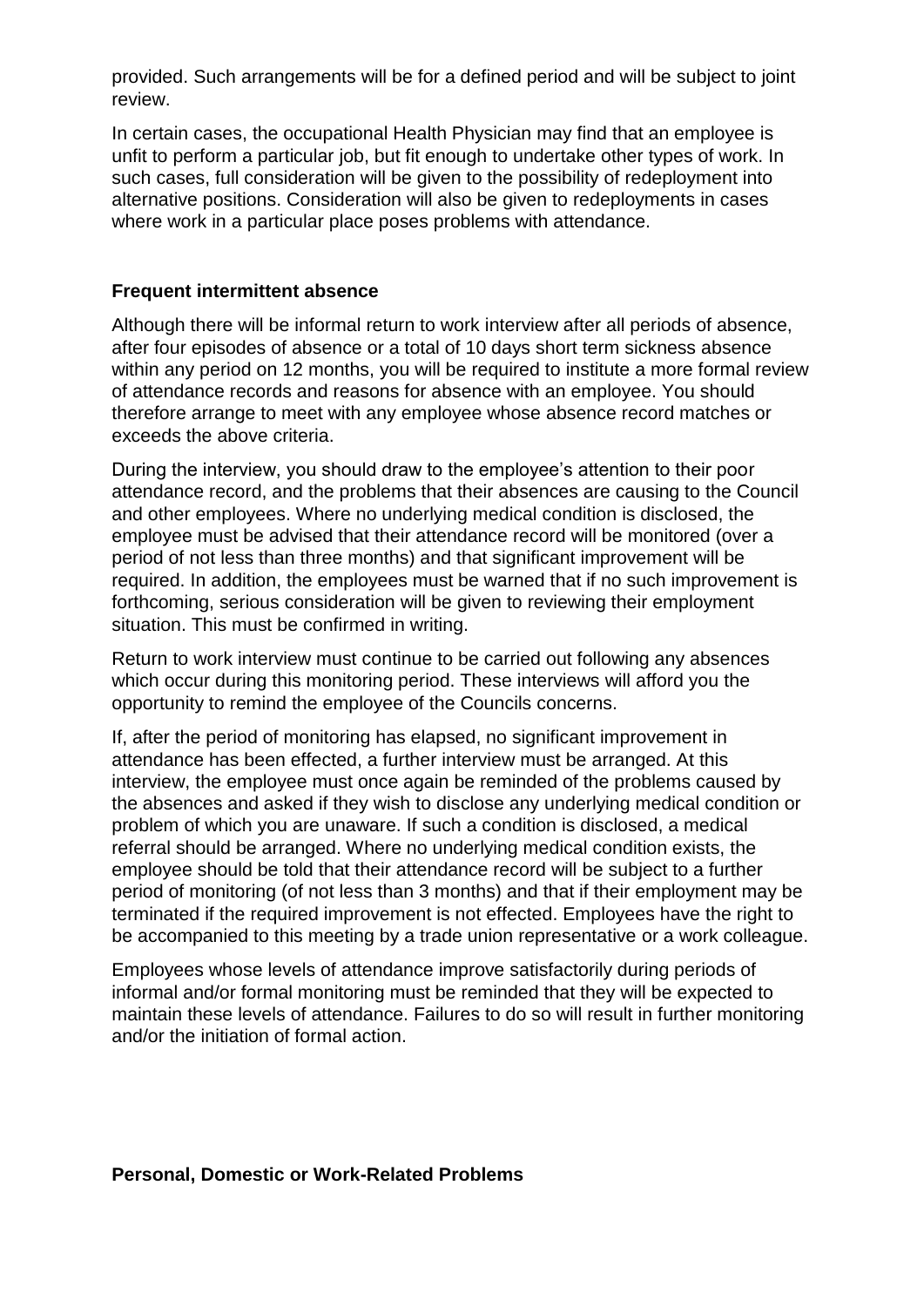provided. Such arrangements will be for a defined period and will be subject to joint review.

In certain cases, the occupational Health Physician may find that an employee is unfit to perform a particular job, but fit enough to undertake other types of work. In such cases, full consideration will be given to the possibility of redeployment into alternative positions. Consideration will also be given to redeployments in cases where work in a particular place poses problems with attendance.

**Frequent intermittent absence**

Although there will be informal return to work interview after all periods of absence, after four episodes of absence or a total of 10 days short term sickness absence within any period on 12 months, you will be required to institute a more formal review of attendance records and reasons for absence with an employee. You should therefore arrange to meet with any employee whose absence record matches or exceeds the above criteria.

During the interview, you should draw to the employee's attention to their poor attendance record, and the problems that their absences are causing to the Council and other employees. Where no underlying medical condition is disclosed, the employee must be advised that their attendance record will be monitored (over a period of not less than three months) and that significant improvement will be required. In addition, the employees must be warned that if no such improvement is forthcoming, serious consideration will be given to reviewing their employment situation. This must be confirmed in writing.

Return to work interview must continue to be carried out following any absences which occur during this monitoring period. These interviews will afford you the opportunity to remind the employee of the Councils concerns.

If, after the period of monitoring has elapsed, no significant improvement in attendance has been effected, a further interview must be arranged. At this interview, the employee must once again be reminded of the problems caused by the absences and asked if they wish to disclose any underlying medical condition or problem of which you are unaware. If such a condition is disclosed, a medical referral should be arranged. Where no underlying medical condition exists, the employee should be told that their attendance record will be subject to a further period of monitoring (of not less than 3 months) and that if their employment may be terminated if the required improvement is not effected. Employees have the right to be accompanied to this meeting by a trade union representative or a work colleague.

Employees whose levels of attendance improve satisfactorily during periods of informal and/or formal monitoring must be reminded that they will be expected to maintain these levels of attendance. Failures to do so will result in further monitoring and/or the initiation of formal action.

**Personal, Domestic or Work-Related Problems**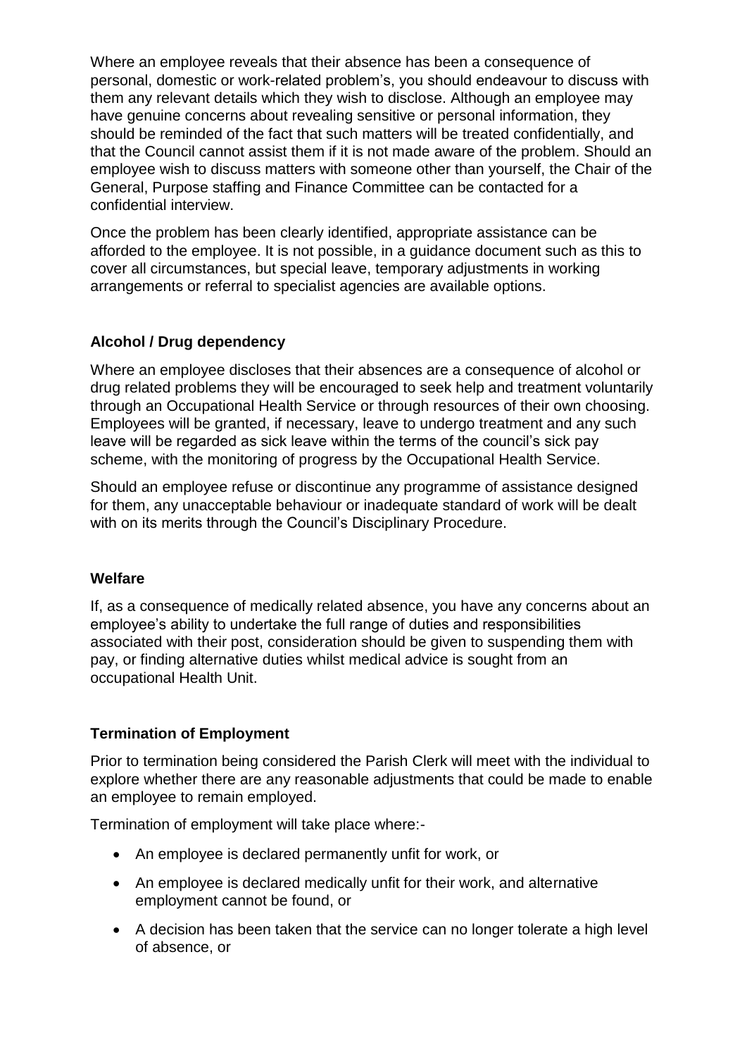Where an employee reveals that their absence has been a consequence of personal, domestic or work-related problem's, you should endeavour to discuss with them any relevant details which they wish to disclose. Although an employee may have genuine concerns about revealing sensitive or personal information, they should be reminded of the fact that such matters will be treated confidentially, and that the Council cannot assist them if it is not made aware of the problem. Should an employee wish to discuss matters with someone other than yourself, the Chair of the General, Purpose staffing and Finance Committee can be contacted for a confidential interview.

Once the problem has been clearly identified, appropriate assistance can be afforded to the employee. It is not possible, in a guidance document such as this to cover all circumstances, but special leave, temporary adjustments in working arrangements or referral to specialist agencies are available options.

**Alcohol / Drug dependency**

Where an employee discloses that their absences are a consequence of alcohol or drug related problems they will be encouraged to seek help and treatment voluntarily through an Occupational Health Service or through resources of their own choosing. Employees will be granted, if necessary, leave to undergo treatment and any such leave will be regarded as sick leave within the terms of the council's sick pay scheme, with the monitoring of progress by the Occupational Health Service.

Should an employee refuse or discontinue any programme of assistance designed for them, any unacceptable behaviour or inadequate standard of work will be dealt with on its merits through the Council's Disciplinary Procedure.

**Welfare**

If, as a consequence of medically related absence, you have any concerns about an employee's ability to undertake the full range of duties and responsibilities associated with their post, consideration should be given to suspending them with pay, or finding alternative duties whilst medical advice is sought from an occupational Health Unit.

**Termination of Employment**

Prior to termination being considered the Parish Clerk will meet with the individual to explore whether there are any reasonable adjustments that could be made to enable an employee to remain employed.

Termination of employment will take place where:-

- An employee is declared permanently unfit for work, or
- An employee is declared medically unfit for their work, and alternative employment cannot be found, or
- A decision has been taken that the service can no longer tolerate a high level of absence, or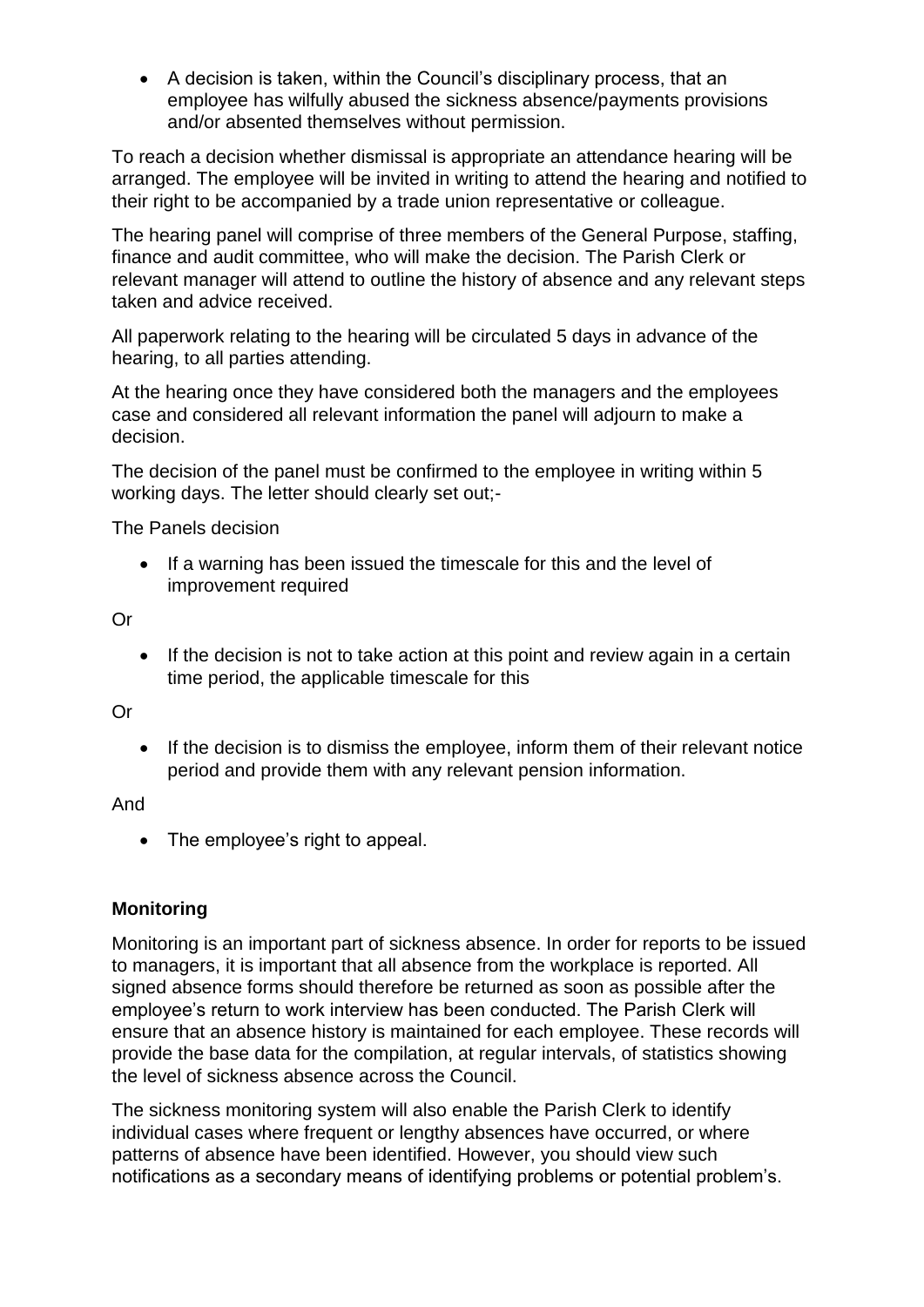- A decision is taken, within the Council's disciplinary process, that an employee has wilfully abused the sickness absence/payments provisions and/or absented themselves without permission.

To reach a decision whether dismissal is appropriate an attendance hearing will be arranged. The employee will be invited in writing to attend the hearing and notified to their right to be accompanied by a trade union representative or colleague.

The hearing panel will comprise of three members of the General Purpose, staffing, finance and audit committee, who will make the decision. The Parish Clerk or relevant manager will attend to outline the history of absence and any relevant steps taken and advice received.

All paperwork relating to the hearing will be circulated 5 days in advance of the hearing, to all parties attending.

At the hearing once they have considered both the managers and the employees case and considered all relevant information the panel will adjourn to make a decision.

The decision of the panel must be confirmed to the employee in writing within 5 working days. The letter should clearly set out;-

The Panels decision

- If a warning has been issued the timescale for this and the level of improvement required

Or

- If the decision is not to take action at this point and review again in a certain time period, the applicable timescale for this

Or

- If the decision is to dismiss the employee, inform them of their relevant notice period and provide them with any relevant pension information.

And

- The employee's right to appeal.

**Monitoring**

Monitoring is an important part of sickness absence. In order for reports to be issued to managers, it is important that all absence from the workplace is reported. All signed absence forms should therefore be returned as soon as possible after the employee's return to work interview has been conducted. The Parish Clerk will ensure that an absence history is maintained for each employee. These records will provide the base data for the compilation, at regular intervals, of statistics showing the level of sickness absence across the Council.

The sickness monitoring system will also enable the Parish Clerk to identify individual cases where frequent or lengthy absences have occurred, or where patterns of absence have been identified. However, you should view such notifications as a secondary means of identifying problems or potential problem's.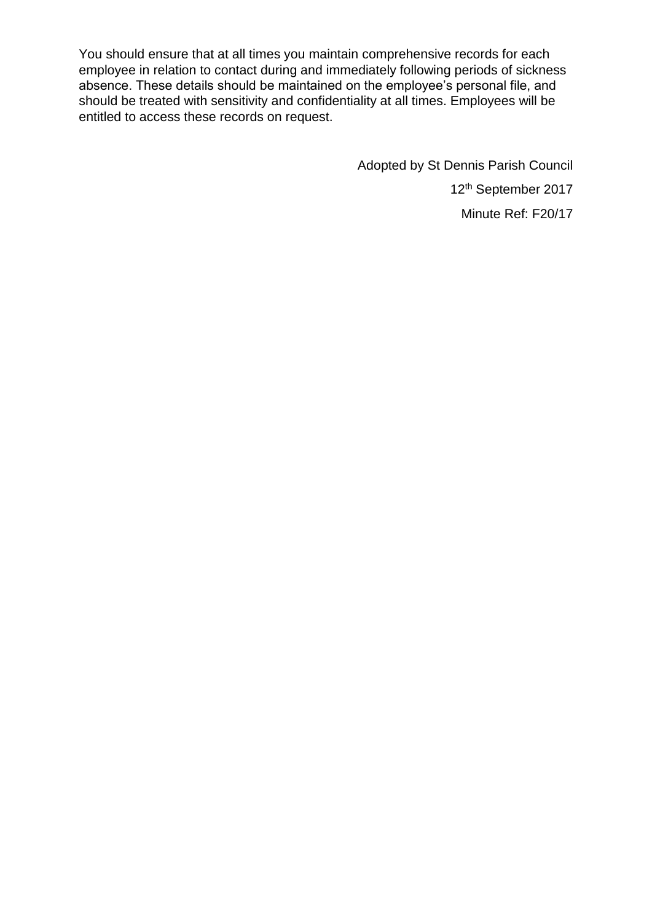You should ensure that at all times you maintain comprehensive records for each employee in relation to contact during and immediately following periods of sickness absence. These details should be maintained on the employee's personal file, and should be treated with sensitivity and confidentiality at all times. Employees will be entitled to access these records on request.

Adopted by St Dennis Parish Council

12th September 2017

Minute Ref: F20/17